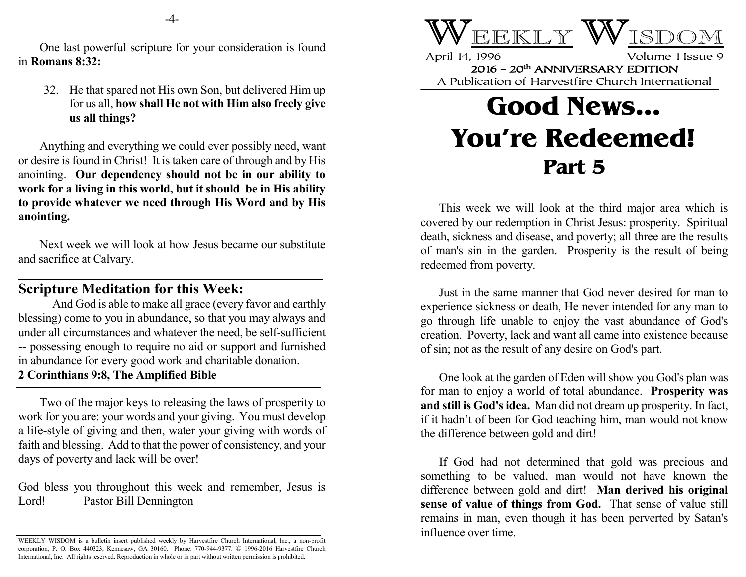# Weekly Wisdom

April 14, 1996 Volume 1 Issue 9

2016 – 20th ANNIVERSARY EDITION

A Publication of Harvestfire Church International

# Good News... You're Redeemed! Part 5

This week we will look at the third major area which is covered by our redemption in Christ Jesus: prosperity. Spiritual death, sickness and disease, and poverty; all three are the results of man's sin in the garden. Prosperity is the result of being redeemed from poverty.

Just in the same manner that God never desired for man to experience sickness or death, He never intended for any man to go through life unable to enjoy the vast abundance of God's creation. Poverty, lack and want all came into existence because of sin; not as the result of any desire on God's part.

One look at the garden of Eden will show you God's plan was for man to enjoy a world of total abundance. **Prosperity was and still is God's idea.** Man did not dream up prosperity. In fact, if it hadn't of been for God teaching him, man would not know the difference between gold and dirt!

If God had not determined that gold was precious and something to be valued, man would not have known the difference between gold and dirt! **Man derived his original sense of value of things from God.** That sense of value still remains in man, even though it has been perverted by Satan's influence over time.

One last powerful scripture for your consideration is found in **Romans 8:32:**

> 32. He that spared not His own Son, but delivered Him up for us all, **how shall He not with Him also freely give us all things?**

Anything and everything we could ever possibly need, want or desire is found in Christ! It is taken care of through and by His anointing. **Our dependency should not be in our ability to work for a living in this world, but it should be in His ability to provide whatever we need through His Word and by His anointing.**

Next week we will look at how Jesus became our substitute and sacrifice at Calvary.

## Scripture Meditation for this Week:

And God is able to make all grace (every favor and earthly blessing) come to you in abundance, so that you may always and under all circumstances and whatever the need, be self-sufficient -- possessing enough to require no aid or support and furnished in abundance for every good work and charitable donation.

**2 Corinthians 9:8, The Amplified Bible**

Two of the major keys to releasing the laws of prosperity to work for you are: your words and your giving. You must develop a life-style of giving and then, water your giving with words of faith and blessing. Add to that the power of consistency, and your days of poverty and lack will be over!

God bless you throughout this week and remember, Jesus is Lord! Pastor Bill Dennington

WEEKLY WISDOM is a bulletin insert published weekly by Harvestfire Church International, Inc., a non-profit corporation, P. O. Box 440323, Kennesaw, GA 30160. Phone: 770-944-9377. © 1996-2016 Harvestfire Church International, Inc. All rights reserved. Reproduction in whole or in part without written permission is prohibited.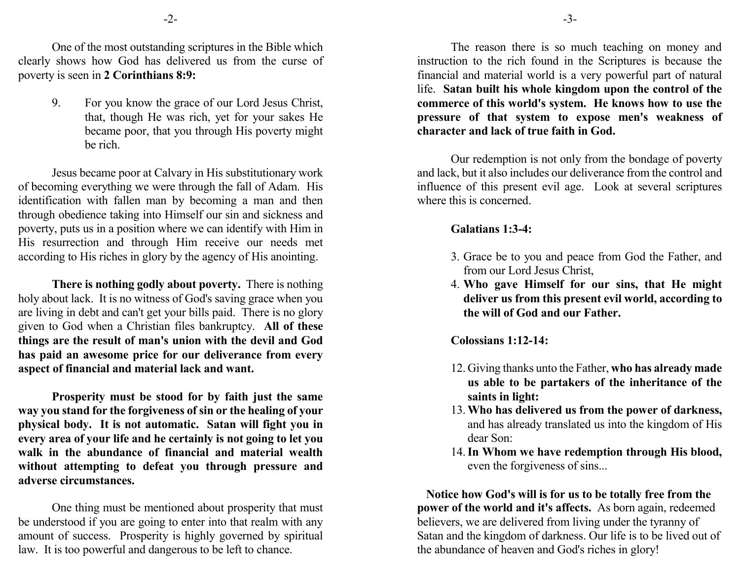One of the most outstanding scriptures in the Bible which clearly shows how God has delivered us from the curse of poverty is seen in **2 Corinthians 8:9:**

> 9. For you know the grace of our Lord Jesus Christ, that, though He was rich, yet for your sakes He became poor, that you through His poverty might be rich.

Jesus became poor at Calvary in His substitutionary work of becoming everything we were through the fall of Adam. His identification with fallen man by becoming a man and then through obedience taking into Himself our sin and sickness and poverty, puts us in a position where we can identify with Him in His resurrection and through Him receive our needs met according to His riches in glory by the agency of His anointing.

**There is nothing godly about poverty.** There is nothing holy about lack. It is no witness of God's saving grace when you are living in debt and can't get your bills paid. There is no glory given to God when a Christian files bankruptcy. **All of these things are the result of man's union with the devil and God has paid an awesome price for our deliverance from every aspect of financial and material lack and want.**

**Prosperity must be stood for by faith just the same way you stand for the forgiveness of sin or the healing of your physical body. It is not automatic. Satan will fight you in every area of your life and he certainly is not going to let you walk in the abundance of financial and material wealth without attempting to defeat you through pressure and adverse circumstances.**

One thing must be mentioned about prosperity that must be understood if you are going to enter into that realm with any amount of success. Prosperity is highly governed by spiritual law. It is too powerful and dangerous to be left to chance.

The reason there is so much teaching on money and instruction to the rich found in the Scriptures is because the financial and material world is a very powerful part of natural life. **Satan built his whole kingdom upon the control of the commerce of this world's system. He knows how to use the pressure of that system to expose men's weakness of character and lack of true faith in God.**

Our redemption is not only from the bondage of poverty and lack, but it also includes our deliverance from the control and influence of this present evil age. Look at several scriptures where this is concerned.

**Galatians 1:3-4:**

> 3. Grace be to you and peace from God the Father, and from our Lord Jesus Christ,
> 4. **Who gave Himself for our sins, that He might deliver us from this present evil world, according to the will of God and our Father.**

**Colossians 1:12-14:**

> 12. Giving thanks unto the Father, **who has already made us able to be partakers of the inheritance of the saints in light:**
> 13. **Who has delivered us from the power of darkness,** and has already translated us into the kingdom of His dear Son:
> 14. **In Whom we have redemption through His blood,** even the forgiveness of sins...

**Notice how God's will is for us to be totally free from the power of the world and it's affects.** As born again, redeemed believers, we are delivered from living under the tyranny of Satan and the kingdom of darkness. Our life is to be lived out of the abundance of heaven and God's riches in glory!